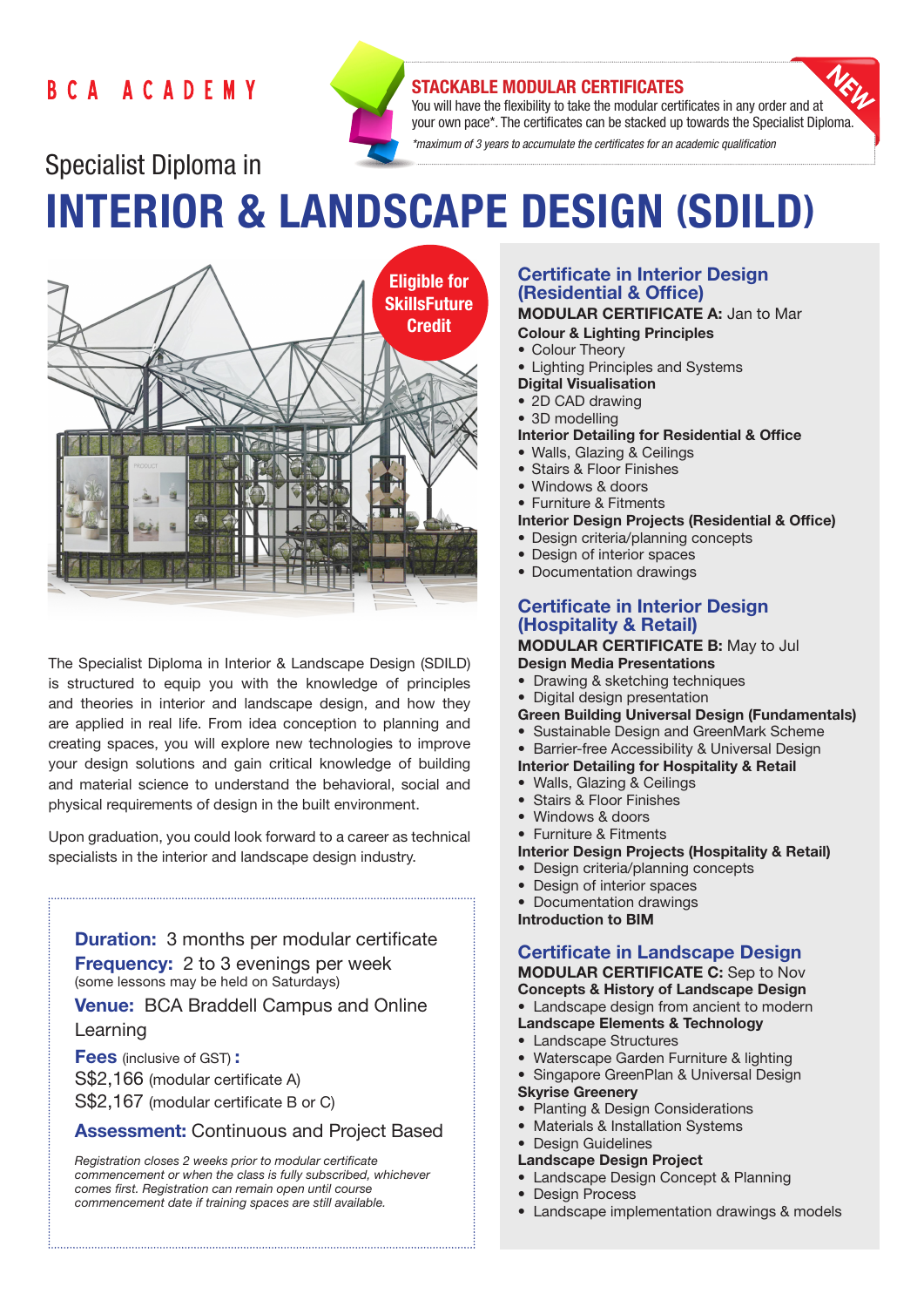BCA ACADEMY

**STACKABLE MODULAR CERTIFICATES**

NEW

You will have the flexibility to take the modular certificates in any order and at your own pace*. The certificates can be stacked up towards the Specialist Diploma.

*\*maximum of 3 years to accumulate the certificates for an academic qualification*

Specialist Diploma in

# INTERIOR & LANDSCAPE DESIGN (SDILD)

**Eligible for SkillsFuture Credit**

The Specialist Diploma in Interior & Landscape Design (SDILD) is structured to equip you with the knowledge of principles and theories in interior and landscape design, and how they are applied in real life. From idea conception to planning and creating spaces, you will explore new technologies to improve your design solutions and gain critical knowledge of building and material science to understand the behavioral, social and physical requirements of design in the built environment.

Upon graduation, you could look forward to a career as technical specialists in the interior and landscape design industry.

**Duration:** 3 months per modular certificate

**Frequency:** 2 to 3 evenings per week
(some lessons may be held on Saturdays)

**Venue:** BCA Braddell Campus and Online Learning

**Fees** (inclusive of GST) **:**
S$2,166 (modular certificate A)
S$2,167 (modular certificate B or C)

**Assessment:** Continuous and Project Based

*Registration closes 2 weeks prior to modular certificate commencement or when the class is fully subscribed, whichever comes first. Registration can remain open until course commencement date if training spaces are still available.*

## Certificate in Interior Design (Residential & Office)

**MODULAR CERTIFICATE A:** Jan to Mar

**Colour & Lighting Principles**
- Colour Theory
- Lighting Principles and Systems

**Digital Visualisation**
- 2D CAD drawing
- 3D modelling

**Interior Detailing for Residential & Office**
- Walls, Glazing & Ceilings
- Stairs & Floor Finishes
- Windows & doors
- Furniture & Fitments

**Interior Design Projects (Residential & Office)**
- Design criteria/planning concepts
- Design of interior spaces
- Documentation drawings

## Certificate in Interior Design (Hospitality & Retail)

**MODULAR CERTIFICATE B:** May to Jul

**Design Media Presentations**
- Drawing & sketching techniques
- Digital design presentation

**Green Building Universal Design (Fundamentals)**
- Sustainable Design and GreenMark Scheme
- Barrier-free Accessibility & Universal Design

**Interior Detailing for Hospitality & Retail**
- Walls, Glazing & Ceilings
- Stairs & Floor Finishes
- Windows & doors
- Furniture & Fitments

**Interior Design Projects (Hospitality & Retail)**
- Design criteria/planning concepts
- Design of interior spaces
- Documentation drawings

**Introduction to BIM**

## Certificate in Landscape Design

**MODULAR CERTIFICATE C:** Sep to Nov

**Concepts & History of Landscape Design**
- Landscape design from ancient to modern

**Landscape Elements & Technology**
- Landscape Structures
- Waterscape Garden Furniture & lighting
- Singapore GreenPlan & Universal Design

**Skyrise Greenery**
- Planting & Design Considerations
- Materials & Installation Systems
- Design Guidelines

**Landscape Design Project**
- Landscape Design Concept & Planning
- Design Process
- Landscape implementation drawings & models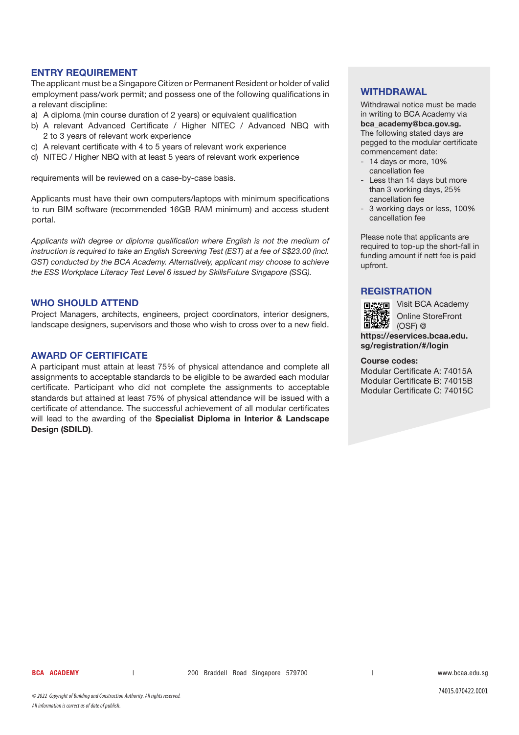## ENTRY REQUIREMENT

The applicant must be a Singapore Citizen or Permanent Resident or holder of valid employment pass/work permit; and possess one of the following qualifications in a relevant discipline:

a) A diploma (min course duration of 2 years) or equivalent qualification
b) A relevant Advanced Certificate / Higher NITEC / Advanced NBQ with 2 to 3 years of relevant work experience
c) A relevant certificate with 4 to 5 years of relevant work experience
d) NITEC / Higher NBQ with at least 5 years of relevant work experience

requirements will be reviewed on a case-by-case basis.

Applicants must have their own computers/laptops with minimum specifications to run BIM software (recommended 16GB RAM minimum) and access student portal.

*Applicants with degree or diploma qualification where English is not the medium of instruction is required to take an English Screening Test (EST) at a fee of S$23.00 (incl. GST) conducted by the BCA Academy. Alternatively, applicant may choose to achieve the ESS Workplace Literacy Test Level 6 issued by SkillsFuture Singapore (SSG).*

## WHO SHOULD ATTEND

Project Managers, architects, engineers, project coordinators, interior designers, landscape designers, supervisors and those who wish to cross over to a new field.

## AWARD OF CERTIFICATE

A participant must attain at least 75% of physical attendance and complete all assignments to acceptable standards to be eligible to be awarded each modular certificate. Participant who did not complete the assignments to acceptable standards but attained at least 75% of physical attendance will be issued with a certificate of attendance. The successful achievement of all modular certificates will lead to the awarding of the **Specialist Diploma in Interior & Landscape Design (SDILD)**.

## WITHDRAWAL

Withdrawal notice must be made in writing to BCA Academy via **bca_academy@bca.gov.sg.** The following stated days are pegged to the modular certificate commencement date:

- 14 days or more, 10% cancellation fee
- Less than 14 days but more than 3 working days, 25% cancellation fee
- 3 working days or less, 100% cancellation fee

Please note that applicants are required to top-up the short-fall in funding amount if nett fee is paid upfront.

## REGISTRATION

Visit BCA Academy Online StoreFront (OSF) @ **https://eservices.bcaa.edu.sg/registration/#/login**

**Course codes:**
Modular Certificate A: 74015A
Modular Certificate B: 74015B
Modular Certificate C: 74015C

BCA ACADEMY | 200 Braddell Road Singapore 579700 | www.bcaa.edu.sg

74015.070422.0001

*© 2022 Copyright of Building and Construction Authority. All rights reserved.*
*All information is correct as of date of publish.*